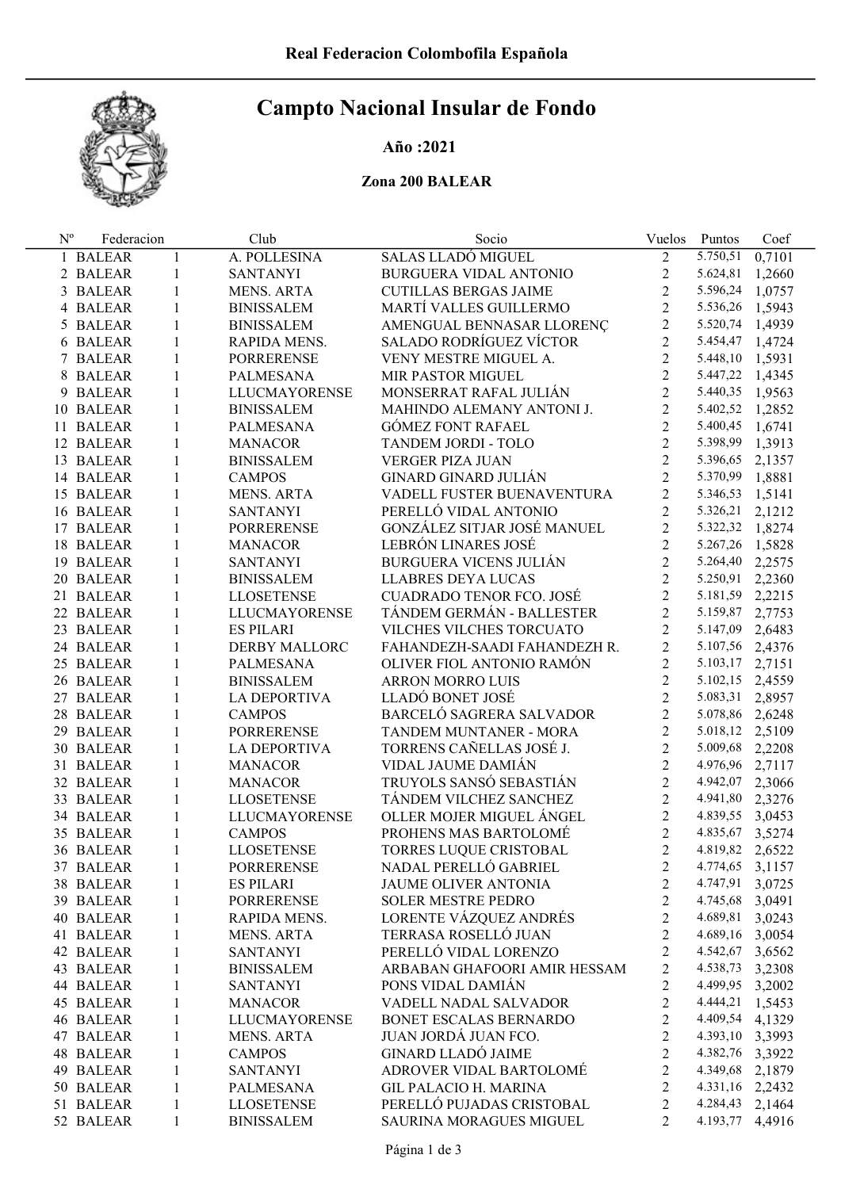Real Federacion Colombofila Española

# Campto Nacional Insular de Fondo

**Año :2021**

**Zona 200 BALEAR**

| Nº | Federacion | | Club | Socio | Vuelos | Puntos | Coef |
|---|---|---|---|---|---|---|---|
| 1 | BALEAR | 1 | A. POLLESINA | SALAS LLADÓ MIGUEL | 2 | 5.750,51 | 0,7101 |
| 2 | BALEAR | 1 | SANTANYI | BURGUERA VIDAL ANTONIO | 2 | 5.624,81 | 1,2660 |
| 3 | BALEAR | 1 | MENS. ARTA | CUTILLAS BERGAS JAIME | 2 | 5.596,24 | 1,0757 |
| 4 | BALEAR | 1 | BINISSALEM | MARTÍ VALLES GUILLERMO | 2 | 5.536,26 | 1,5943 |
| 5 | BALEAR | 1 | BINISSALEM | AMENGUAL BENNASAR LLORENÇ | 2 | 5.520,74 | 1,4939 |
| 6 | BALEAR | 1 | RAPIDA MENS. | SALADO RODRÍGUEZ VÍCTOR | 2 | 5.454,47 | 1,4724 |
| 7 | BALEAR | 1 | PORRERENSE | VENY MESTRE MIGUEL A. | 2 | 5.448,10 | 1,5931 |
| 8 | BALEAR | 1 | PALMESANA | MIR PASTOR MIGUEL | 2 | 5.447,22 | 1,4345 |
| 9 | BALEAR | 1 | LLUCMAYORENSE | MONSERRAT RAFAL JULIÁN | 2 | 5.440,35 | 1,9563 |
| 10 | BALEAR | 1 | BINISSALEM | MAHINDO ALEMANY ANTONI J. | 2 | 5.402,52 | 1,2852 |
| 11 | BALEAR | 1 | PALMESANA | GÓMEZ FONT RAFAEL | 2 | 5.400,45 | 1,6741 |
| 12 | BALEAR | 1 | MANACOR | TANDEM JORDI - TOLO | 2 | 5.398,99 | 1,3913 |
| 13 | BALEAR | 1 | BINISSALEM | VERGER PIZA JUAN | 2 | 5.396,65 | 2,1357 |
| 14 | BALEAR | 1 | CAMPOS | GINARD GINARD JULIÁN | 2 | 5.370,99 | 1,8881 |
| 15 | BALEAR | 1 | MENS. ARTA | VADELL FUSTER BUENAVENTURA | 2 | 5.346,53 | 1,5141 |
| 16 | BALEAR | 1 | SANTANYI | PERELLÓ VIDAL ANTONIO | 2 | 5.326,21 | 2,1212 |
| 17 | BALEAR | 1 | PORRERENSE | GONZÁLEZ SITJAR JOSÉ MANUEL | 2 | 5.322,32 | 1,8274 |
| 18 | BALEAR | 1 | MANACOR | LEBRÓN LINARES JOSÉ | 2 | 5.267,26 | 1,5828 |
| 19 | BALEAR | 1 | SANTANYI | BURGUERA VICENS JULIÁN | 2 | 5.264,40 | 2,2575 |
| 20 | BALEAR | 1 | BINISSALEM | LLABRES DEYA LUCAS | 2 | 5.250,91 | 2,2360 |
| 21 | BALEAR | 1 | LLOSETENSE | CUADRADO TENOR FCO. JOSÉ | 2 | 5.181,59 | 2,2215 |
| 22 | BALEAR | 1 | LLUCMAYORENSE | TÁNDEM GERMÁN - BALLESTER | 2 | 5.159,87 | 2,7753 |
| 23 | BALEAR | 1 | ES PILARI | VILCHES VILCHES TORCUATO | 2 | 5.147,09 | 2,6483 |
| 24 | BALEAR | 1 | DERBY MALLORC | FAHANDEZH-SAADI FAHANDEZH R. | 2 | 5.107,56 | 2,4376 |
| 25 | BALEAR | 1 | PALMESANA | OLIVER FIOL ANTONIO RAMÓN | 2 | 5.103,17 | 2,7151 |
| 26 | BALEAR | 1 | BINISSALEM | ARRON MORRO LUIS | 2 | 5.102,15 | 2,4559 |
| 27 | BALEAR | 1 | LA DEPORTIVA | LLADÓ BONET JOSÉ | 2 | 5.083,31 | 2,8957 |
| 28 | BALEAR | 1 | CAMPOS | BARCELÓ SAGRERA SALVADOR | 2 | 5.078,86 | 2,6248 |
| 29 | BALEAR | 1 | PORRERENSE | TANDEM MUNTANER - MORA | 2 | 5.018,12 | 2,5109 |
| 30 | BALEAR | 1 | LA DEPORTIVA | TORRENS CAÑELLAS JOSÉ J. | 2 | 5.009,68 | 2,2208 |
| 31 | BALEAR | 1 | MANACOR | VIDAL JAUME DAMIÁN | 2 | 4.976,96 | 2,7117 |
| 32 | BALEAR | 1 | MANACOR | TRUYOLS SANSÓ SEBASTIÁN | 2 | 4.942,07 | 2,3066 |
| 33 | BALEAR | 1 | LLOSETENSE | TÁNDEM VILCHEZ SANCHEZ | 2 | 4.941,80 | 2,3276 |
| 34 | BALEAR | 1 | LLUCMAYORENSE | OLLER MOJER MIGUEL ÁNGEL | 2 | 4.839,55 | 3,0453 |
| 35 | BALEAR | 1 | CAMPOS | PROHENS MAS BARTOLOMÉ | 2 | 4.835,67 | 3,5274 |
| 36 | BALEAR | 1 | LLOSETENSE | TORRES LUQUE CRISTOBAL | 2 | 4.819,82 | 2,6522 |
| 37 | BALEAR | 1 | PORRERENSE | NADAL PERELLÓ GABRIEL | 2 | 4.774,65 | 3,1157 |
| 38 | BALEAR | 1 | ES PILARI | JAUME OLIVER ANTONIA | 2 | 4.747,91 | 3,0725 |
| 39 | BALEAR | 1 | PORRERENSE | SOLER MESTRE PEDRO | 2 | 4.745,68 | 3,0491 |
| 40 | BALEAR | 1 | RAPIDA MENS. | LORENTE VÁZQUEZ ANDRÉS | 2 | 4.689,81 | 3,0243 |
| 41 | BALEAR | 1 | MENS. ARTA | TERRASA ROSELLÓ JUAN | 2 | 4.689,16 | 3,0054 |
| 42 | BALEAR | 1 | SANTANYI | PERELLÓ VIDAL LORENZO | 2 | 4.542,67 | 3,6562 |
| 43 | BALEAR | 1 | BINISSALEM | ARBABAN GHAFOORI AMIR HESSAM | 2 | 4.538,73 | 3,2308 |
| 44 | BALEAR | 1 | SANTANYI | PONS VIDAL DAMIÁN | 2 | 4.499,95 | 3,2002 |
| 45 | BALEAR | 1 | MANACOR | VADELL NADAL SALVADOR | 2 | 4.444,21 | 1,5453 |
| 46 | BALEAR | 1 | LLUCMAYORENSE | BONET ESCALAS BERNARDO | 2 | 4.409,54 | 4,1329 |
| 47 | BALEAR | 1 | MENS. ARTA | JUAN JORDÁ JUAN FCO. | 2 | 4.393,10 | 3,3993 |
| 48 | BALEAR | 1 | CAMPOS | GINARD LLADÓ JAIME | 2 | 4.382,76 | 3,3922 |
| 49 | BALEAR | 1 | SANTANYI | ADROVER VIDAL BARTOLOMÉ | 2 | 4.349,68 | 2,1879 |
| 50 | BALEAR | 1 | PALMESANA | GIL PALACIO H. MARINA | 2 | 4.331,16 | 2,2432 |
| 51 | BALEAR | 1 | LLOSETENSE | PERELLÓ PUJADAS CRISTOBAL | 2 | 4.284,43 | 2,1464 |
| 52 | BALEAR | 1 | BINISSALEM | SAURINA MORAGUES MIGUEL | 2 | 4.193,77 | 4,4916 |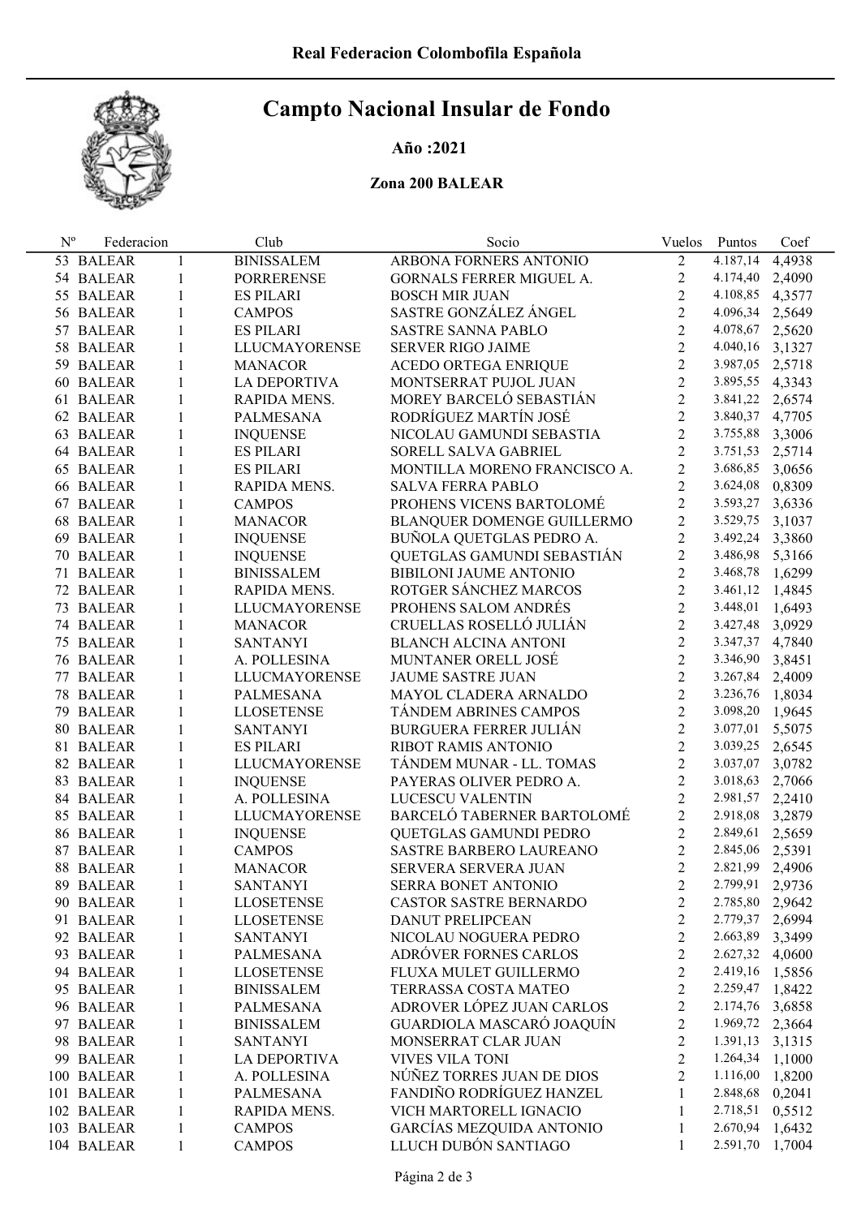Real Federacion Colombofila Española

# Campto Nacional Insular de Fondo

**Año :2021**

**Zona 200 BALEAR**

| Nº | Federacion | | Club | Socio | Vuelos | Puntos | Coef |
|---|---|---|---|---|---|---|---|
| 53 | BALEAR | 1 | BINISSALEM | ARBONA FORNERS ANTONIO | 2 | 4.187,14 | 4,4938 |
| 54 | BALEAR | 1 | PORRERENSE | GORNALS FERRER MIGUEL A. | 2 | 4.174,40 | 2,4090 |
| 55 | BALEAR | 1 | ES PILARI | BOSCH MIR JUAN | 2 | 4.108,85 | 4,3577 |
| 56 | BALEAR | 1 | CAMPOS | SASTRE GONZÁLEZ ÁNGEL | 2 | 4.096,34 | 2,5649 |
| 57 | BALEAR | 1 | ES PILARI | SASTRE SANNA PABLO | 2 | 4.078,67 | 2,5620 |
| 58 | BALEAR | 1 | LLUCMAYORENSE | SERVER RIGO JAIME | 2 | 4.040,16 | 3,1327 |
| 59 | BALEAR | 1 | MANACOR | ACEDO ORTEGA ENRIQUE | 2 | 3.987,05 | 2,5718 |
| 60 | BALEAR | 1 | LA DEPORTIVA | MONTSERRAT PUJOL JUAN | 2 | 3.895,55 | 4,3343 |
| 61 | BALEAR | 1 | RAPIDA MENS. | MOREY BARCELÓ SEBASTIÁN | 2 | 3.841,22 | 2,6574 |
| 62 | BALEAR | 1 | PALMESANA | RODRÍGUEZ MARTÍN JOSÉ | 2 | 3.840,37 | 4,7705 |
| 63 | BALEAR | 1 | INQUENSE | NICOLAU GAMUNDI SEBASTIA | 2 | 3.755,88 | 3,3006 |
| 64 | BALEAR | 1 | ES PILARI | SORELL SALVA GABRIEL | 2 | 3.751,53 | 2,5714 |
| 65 | BALEAR | 1 | ES PILARI | MONTILLA MORENO FRANCISCO A. | 2 | 3.686,85 | 3,0656 |
| 66 | BALEAR | 1 | RAPIDA MENS. | SALVA FERRA PABLO | 2 | 3.624,08 | 0,8309 |
| 67 | BALEAR | 1 | CAMPOS | PROHENS VICENS BARTOLOMÉ | 2 | 3.593,27 | 3,6336 |
| 68 | BALEAR | 1 | MANACOR | BLANQUER DOMENGE GUILLERMO | 2 | 3.529,75 | 3,1037 |
| 69 | BALEAR | 1 | INQUENSE | BUÑOLA QUETGLAS PEDRO A. | 2 | 3.492,24 | 3,3860 |
| 70 | BALEAR | 1 | INQUENSE | QUETGLAS GAMUNDI SEBASTIÁN | 2 | 3.486,98 | 5,3166 |
| 71 | BALEAR | 1 | BINISSALEM | BIBILONI JAUME ANTONIO | 2 | 3.468,78 | 1,6299 |
| 72 | BALEAR | 1 | RAPIDA MENS. | ROTGER SÁNCHEZ MARCOS | 2 | 3.461,12 | 1,4845 |
| 73 | BALEAR | 1 | LLUCMAYORENSE | PROHENS SALOM ANDRÉS | 2 | 3.448,01 | 1,6493 |
| 74 | BALEAR | 1 | MANACOR | CRUELLAS ROSELLÓ JULIÁN | 2 | 3.427,48 | 3,0929 |
| 75 | BALEAR | 1 | SANTANYI | BLANCH ALCINA ANTONI | 2 | 3.347,37 | 4,7840 |
| 76 | BALEAR | 1 | A. POLLESINA | MUNTANER ORELL JOSÉ | 2 | 3.346,90 | 3,8451 |
| 77 | BALEAR | 1 | LLUCMAYORENSE | JAUME SASTRE JUAN | 2 | 3.267,84 | 2,4009 |
| 78 | BALEAR | 1 | PALMESANA | MAYOL CLADERA ARNALDO | 2 | 3.236,76 | 1,8034 |
| 79 | BALEAR | 1 | LLOSETENSE | TÁNDEM ABRINES CAMPOS | 2 | 3.098,20 | 1,9645 |
| 80 | BALEAR | 1 | SANTANYI | BURGUERA FERRER JULIÁN | 2 | 3.077,01 | 5,5075 |
| 81 | BALEAR | 1 | ES PILARI | RIBOT RAMIS ANTONIO | 2 | 3.039,25 | 2,6545 |
| 82 | BALEAR | 1 | LLUCMAYORENSE | TÁNDEM MUNAR - LL. TOMAS | 2 | 3.037,07 | 3,0782 |
| 83 | BALEAR | 1 | INQUENSE | PAYERAS OLIVER PEDRO A. | 2 | 3.018,63 | 2,7066 |
| 84 | BALEAR | 1 | A. POLLESINA | LUCESCU VALENTIN | 2 | 2.981,57 | 2,2410 |
| 85 | BALEAR | 1 | LLUCMAYORENSE | BARCELÓ TABERNER BARTOLOMÉ | 2 | 2.918,08 | 3,2879 |
| 86 | BALEAR | 1 | INQUENSE | QUETGLAS GAMUNDI PEDRO | 2 | 2.849,61 | 2,5659 |
| 87 | BALEAR | 1 | CAMPOS | SASTRE BARBERO LAUREANO | 2 | 2.845,06 | 2,5391 |
| 88 | BALEAR | 1 | MANACOR | SERVERA SERVERA JUAN | 2 | 2.821,99 | 2,4906 |
| 89 | BALEAR | 1 | SANTANYI | SERRA BONET ANTONIO | 2 | 2.799,91 | 2,9736 |
| 90 | BALEAR | 1 | LLOSETENSE | CASTOR SASTRE BERNARDO | 2 | 2.785,80 | 2,9642 |
| 91 | BALEAR | 1 | LLOSETENSE | DANUT PRELIPCEAN | 2 | 2.779,37 | 2,6994 |
| 92 | BALEAR | 1 | SANTANYI | NICOLAU NOGUERA PEDRO | 2 | 2.663,89 | 3,3499 |
| 93 | BALEAR | 1 | PALMESANA | ADRÓVER FORNES CARLOS | 2 | 2.627,32 | 4,0600 |
| 94 | BALEAR | 1 | LLOSETENSE | FLUXA MULET GUILLERMO | 2 | 2.419,16 | 1,5856 |
| 95 | BALEAR | 1 | BINISSALEM | TERRASSA COSTA MATEO | 2 | 2.259,47 | 1,8422 |
| 96 | BALEAR | 1 | PALMESANA | ADROVER LÓPEZ JUAN CARLOS | 2 | 2.174,76 | 3,6858 |
| 97 | BALEAR | 1 | BINISSALEM | GUARDIOLA MASCARÓ JOAQUÍN | 2 | 1.969,72 | 2,3664 |
| 98 | BALEAR | 1 | SANTANYI | MONSERRAT CLAR JUAN | 2 | 1.391,13 | 3,1315 |
| 99 | BALEAR | 1 | LA DEPORTIVA | VIVES VILA TONI | 2 | 1.264,34 | 1,1000 |
| 100 | BALEAR | 1 | A. POLLESINA | NÚÑEZ TORRES JUAN DE DIOS | 2 | 1.116,00 | 1,8200 |
| 101 | BALEAR | 1 | PALMESANA | FANDIÑO RODRÍGUEZ HANZEL | 1 | 2.848,68 | 0,2041 |
| 102 | BALEAR | 1 | RAPIDA MENS. | VICH MARTORELL IGNACIO | 1 | 2.718,51 | 0,5512 |
| 103 | BALEAR | 1 | CAMPOS | GARCÍAS MEZQUIDA ANTONIO | 1 | 2.670,94 | 1,6432 |
| 104 | BALEAR | 1 | CAMPOS | LLUCH DUBÓN SANTIAGO | 1 | 2.591,70 | 1,7004 |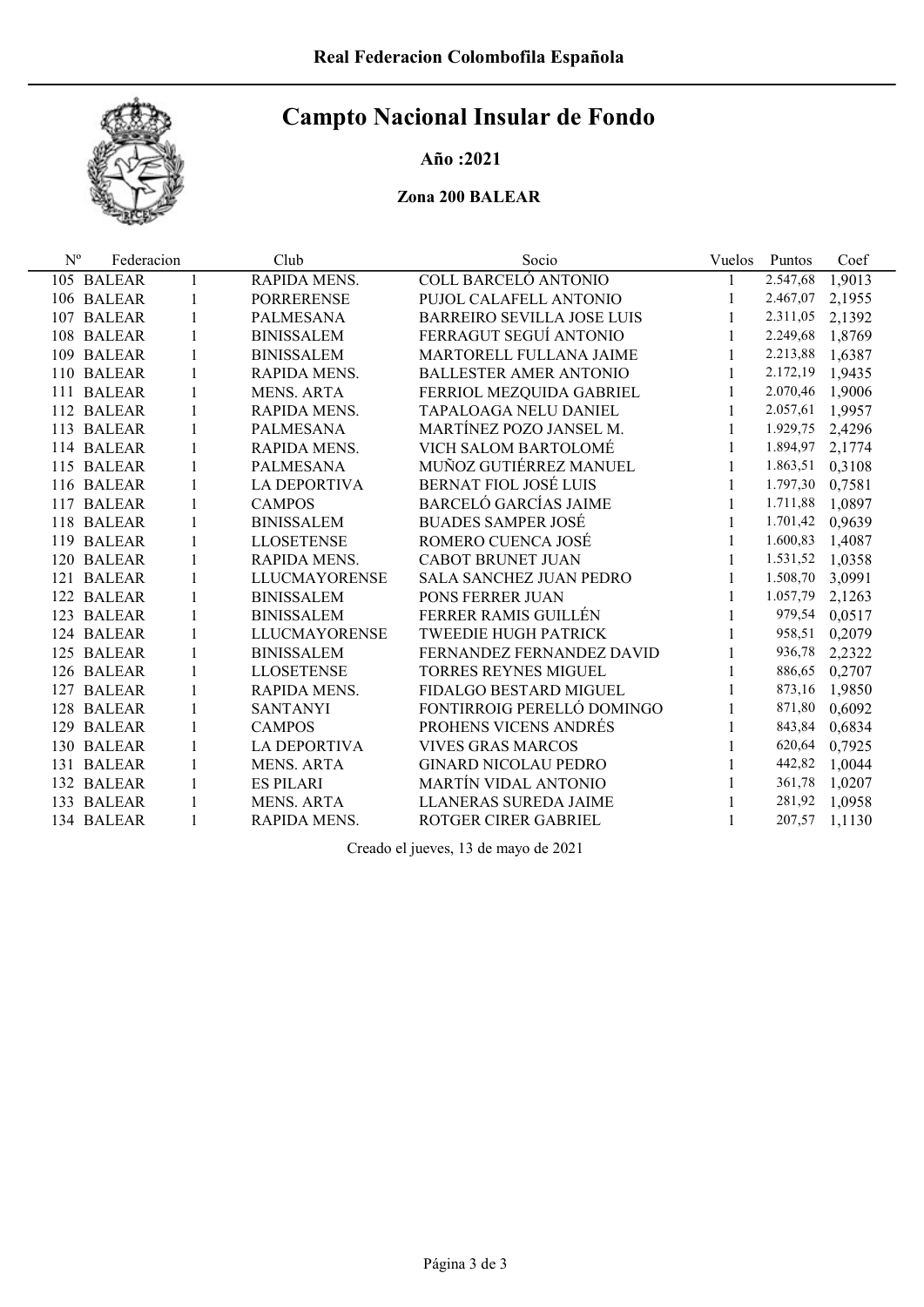**Real Federacion Colombofila Española**

# Campto Nacional Insular de Fondo

**Año :2021**

**Zona 200 BALEAR**

| Nº | Federacion | | Club | Socio | Vuelos | Puntos | Coef |
|---|---|---|---|---|---|---|---|
| 105 | BALEAR | 1 | RAPIDA MENS. | COLL BARCELÓ ANTONIO | 1 | 2.547,68 | 1,9013 |
| 106 | BALEAR | 1 | PORRERENSE | PUJOL CALAFELL ANTONIO | 1 | 2.467,07 | 2,1955 |
| 107 | BALEAR | 1 | PALMESANA | BARREIRO SEVILLA JOSE LUIS | 1 | 2.311,05 | 2,1392 |
| 108 | BALEAR | 1 | BINISSALEM | FERRAGUT SEGUÍ ANTONIO | 1 | 2.249,68 | 1,8769 |
| 109 | BALEAR | 1 | BINISSALEM | MARTORELL FULLANA JAIME | 1 | 2.213,88 | 1,6387 |
| 110 | BALEAR | 1 | RAPIDA MENS. | BALLESTER AMER ANTONIO | 1 | 2.172,19 | 1,9435 |
| 111 | BALEAR | 1 | MENS. ARTA | FERRIOL MEZQUIDA GABRIEL | 1 | 2.070,46 | 1,9006 |
| 112 | BALEAR | 1 | RAPIDA MENS. | TAPALOAGA NELU DANIEL | 1 | 2.057,61 | 1,9957 |
| 113 | BALEAR | 1 | PALMESANA | MARTÍNEZ POZO JANSEL M. | 1 | 1.929,75 | 2,4296 |
| 114 | BALEAR | 1 | RAPIDA MENS. | VICH SALOM BARTOLOMÉ | 1 | 1.894,97 | 2,1774 |
| 115 | BALEAR | 1 | PALMESANA | MUÑOZ GUTIÉRREZ MANUEL | 1 | 1.863,51 | 0,3108 |
| 116 | BALEAR | 1 | LA DEPORTIVA | BERNAT FIOL JOSÉ LUIS | 1 | 1.797,30 | 0,7581 |
| 117 | BALEAR | 1 | CAMPOS | BARCELÓ GARCÍAS JAIME | 1 | 1.711,88 | 1,0897 |
| 118 | BALEAR | 1 | BINISSALEM | BUADES SAMPER JOSÉ | 1 | 1.701,42 | 0,9639 |
| 119 | BALEAR | 1 | LLOSETENSE | ROMERO CUENCA JOSÉ | 1 | 1.600,83 | 1,4087 |
| 120 | BALEAR | 1 | RAPIDA MENS. | CABOT BRUNET JUAN | 1 | 1.531,52 | 1,0358 |
| 121 | BALEAR | 1 | LLUCMAYORENSE | SALA SANCHEZ JUAN PEDRO | 1 | 1.508,70 | 3,0991 |
| 122 | BALEAR | 1 | BINISSALEM | PONS FERRER JUAN | 1 | 1.057,79 | 2,1263 |
| 123 | BALEAR | 1 | BINISSALEM | FERRER RAMIS GUILLÉN | 1 | 979,54 | 0,0517 |
| 124 | BALEAR | 1 | LLUCMAYORENSE | TWEEDIE HUGH PATRICK | 1 | 958,51 | 0,2079 |
| 125 | BALEAR | 1 | BINISSALEM | FERNANDEZ FERNANDEZ DAVID | 1 | 936,78 | 2,2322 |
| 126 | BALEAR | 1 | LLOSETENSE | TORRES REYNES MIGUEL | 1 | 886,65 | 0,2707 |
| 127 | BALEAR | 1 | RAPIDA MENS. | FIDALGO BESTARD MIGUEL | 1 | 873,16 | 1,9850 |
| 128 | BALEAR | 1 | SANTANYI | FONTIRROIG PERELLÓ DOMINGO | 1 | 871,80 | 0,6092 |
| 129 | BALEAR | 1 | CAMPOS | PROHENS VICENS ANDRÉS | 1 | 843,84 | 0,6834 |
| 130 | BALEAR | 1 | LA DEPORTIVA | VIVES GRAS MARCOS | 1 | 620,64 | 0,7925 |
| 131 | BALEAR | 1 | MENS. ARTA | GINARD NICOLAU PEDRO | 1 | 442,82 | 1,0044 |
| 132 | BALEAR | 1 | ES PILARI | MARTÍN VIDAL ANTONIO | 1 | 361,78 | 1,0207 |
| 133 | BALEAR | 1 | MENS. ARTA | LLANERAS SUREDA JAIME | 1 | 281,92 | 1,0958 |
| 134 | BALEAR | 1 | RAPIDA MENS. | ROTGER CIRER GABRIEL | 1 | 207,57 | 1,1130 |

Creado el jueves, 13 de mayo de 2021